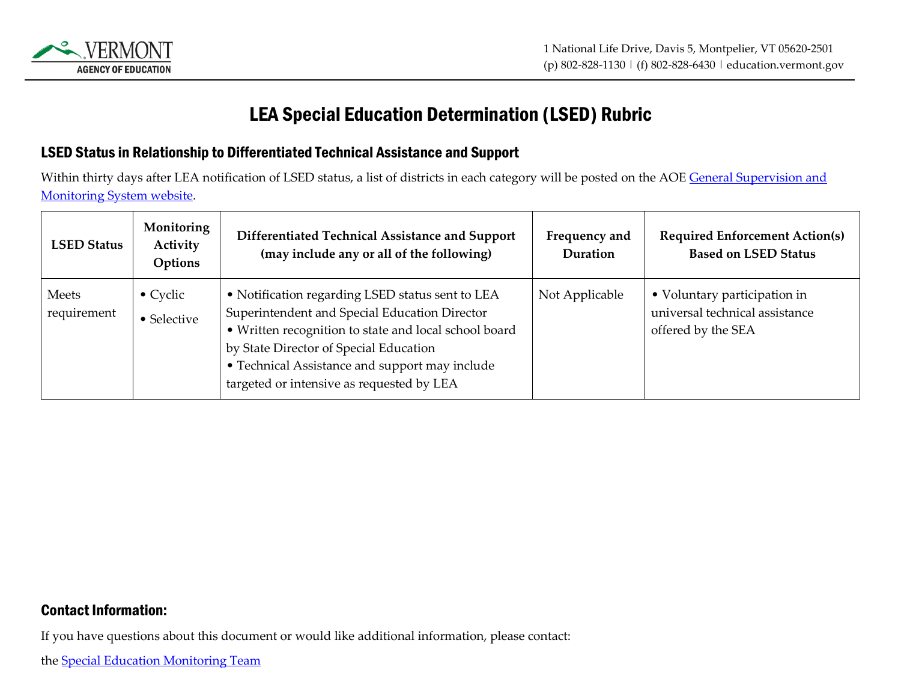# LEA Special Education Determination (LSED) Rubric

## LSED Status in Relationship to Differentiated Technical Assistance and Support

Within thirty days after LEA notification of LSED status, a list of districts in each category will be posted on the AOE General Supervision and Monitoring System website.

| LSED Status | Monitoring Activity Options | Differentiated Technical Assistance and Support (may include any or all of the following) | Frequency and Duration | Required Enforcement Action(s) Based on LSED Status |
| --- | --- | --- | --- | --- |
| Meets requirement | • Cyclic<br>• Selective | • Notification regarding LSED status sent to LEA Superintendent and Special Education Director<br>• Written recognition to state and local school board by State Director of Special Education<br>• Technical Assistance and support may include targeted or intensive as requested by LEA | Not Applicable | • Voluntary participation in universal technical assistance offered by the SEA |

## Contact Information:

If you have questions about this document or would like additional information, please contact:

the Special Education Monitoring Team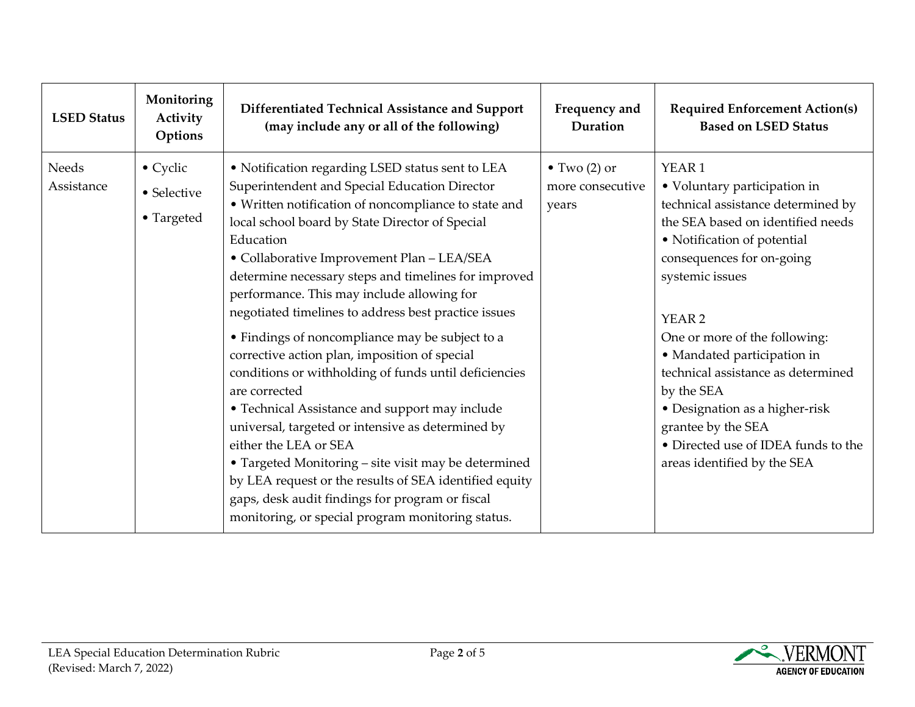| LSED Status | Monitoring Activity Options | Differentiated Technical Assistance and Support (may include any or all of the following) | Frequency and Duration | Required Enforcement Action(s) Based on LSED Status |
|---|---|---|---|---|
| Needs Assistance | • Cyclic<br>• Selective<br>• Targeted | • Notification regarding LSED status sent to LEA Superintendent and Special Education Director<br>• Written notification of noncompliance to state and local school board by State Director of Special Education<br>• Collaborative Improvement Plan – LEA/SEA determine necessary steps and timelines for improved performance. This may include allowing for negotiated timelines to address best practice issues<br>• Findings of noncompliance may be subject to a corrective action plan, imposition of special conditions or withholding of funds until deficiencies are corrected<br>• Technical Assistance and support may include universal, targeted or intensive as determined by either the LEA or SEA<br>• Targeted Monitoring – site visit may be determined by LEA request or the results of SEA identified equity gaps, desk audit findings for program or fiscal monitoring, or special program monitoring status. | • Two (2) or more consecutive years | YEAR 1<br>• Voluntary participation in technical assistance determined by the SEA based on identified needs<br>• Notification of potential consequences for on-going systemic issues<br><br>YEAR 2<br>One or more of the following:<br>• Mandated participation in technical assistance as determined by the SEA<br>• Designation as a higher-risk grantee by the SEA<br>• Directed use of IDEA funds to the areas identified by the SEA |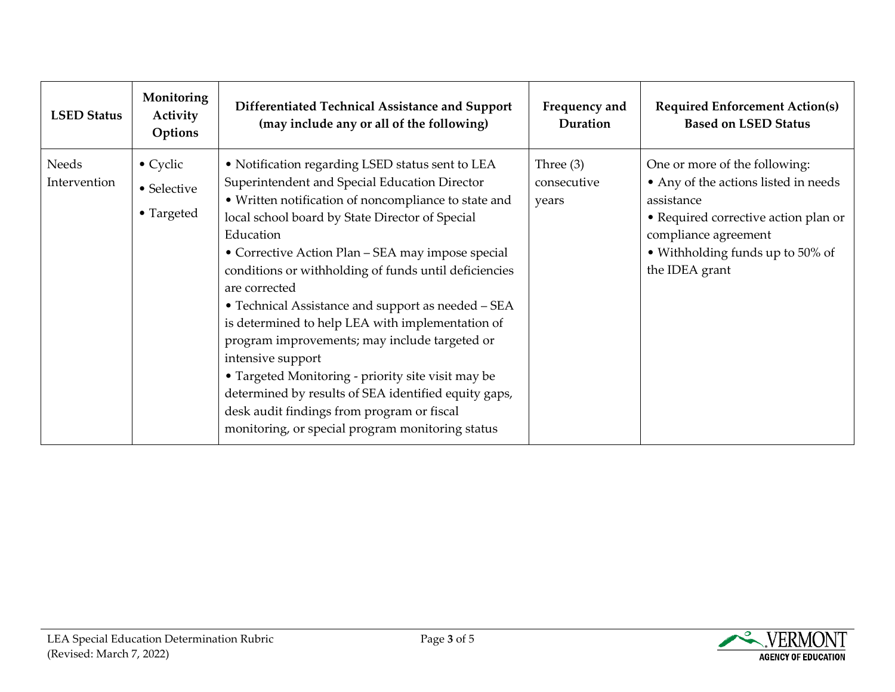| LSED Status | Monitoring Activity Options | Differentiated Technical Assistance and Support (may include any or all of the following) | Frequency and Duration | Required Enforcement Action(s) Based on LSED Status |
|---|---|---|---|---|
| Needs Intervention | • Cyclic<br>• Selective<br>• Targeted | • Notification regarding LSED status sent to LEA Superintendent and Special Education Director<br>• Written notification of noncompliance to state and local school board by State Director of Special Education<br>• Corrective Action Plan – SEA may impose special conditions or withholding of funds until deficiencies are corrected<br>• Technical Assistance and support as needed – SEA is determined to help LEA with implementation of program improvements; may include targeted or intensive support<br>• Targeted Monitoring - priority site visit may be determined by results of SEA identified equity gaps, desk audit findings from program or fiscal monitoring, or special program monitoring status | Three (3) consecutive years | One or more of the following:<br>• Any of the actions listed in needs assistance<br>• Required corrective action plan or compliance agreement<br>• Withholding funds up to 50% of the IDEA grant |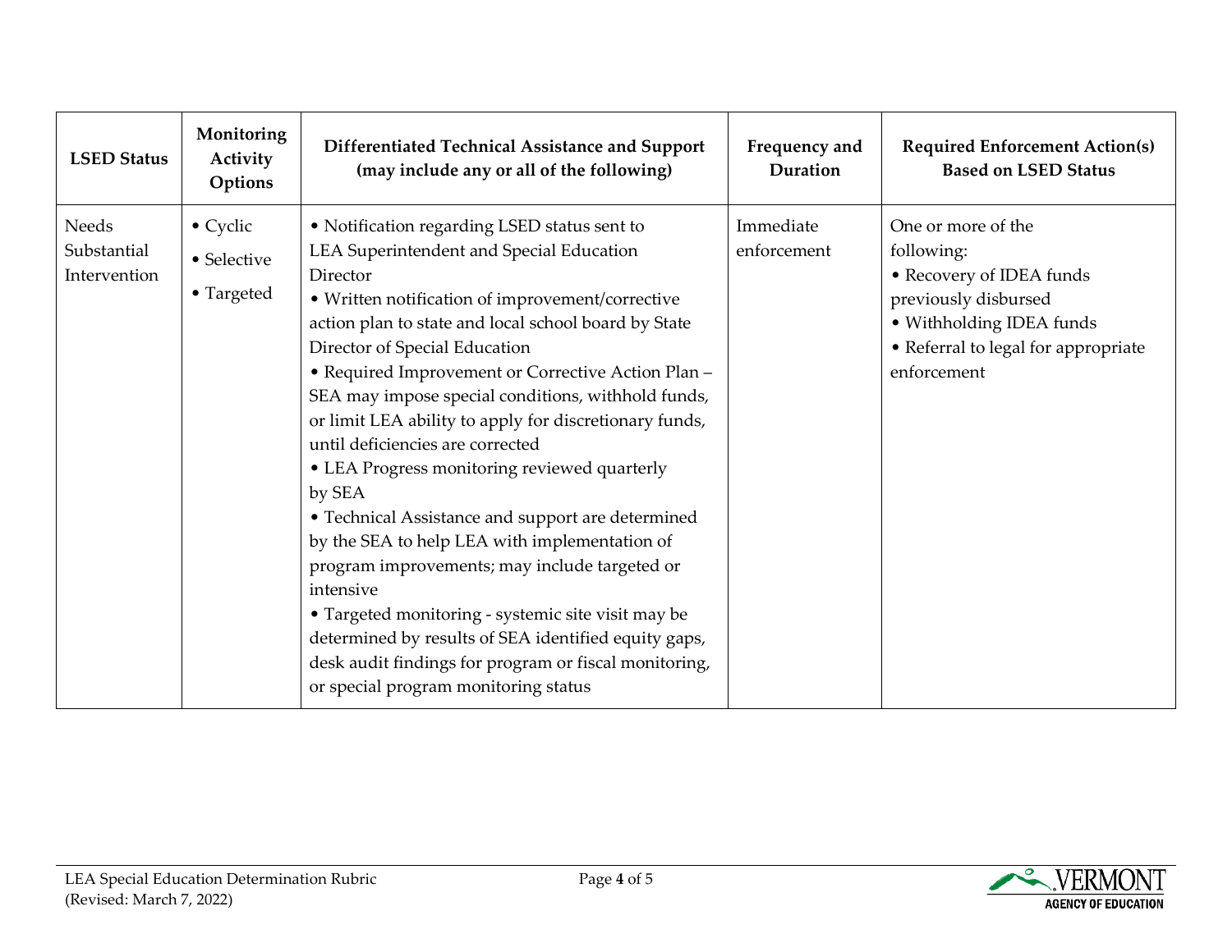| LSED Status | Monitoring Activity Options | Differentiated Technical Assistance and Support (may include any or all of the following) | Frequency and Duration | Required Enforcement Action(s) Based on LSED Status |
|---|---|---|---|---|
| Needs Substantial Intervention | • Cyclic<br>• Selective<br>• Targeted | • Notification regarding LSED status sent to LEA Superintendent and Special Education Director<br>• Written notification of improvement/corrective action plan to state and local school board by State Director of Special Education<br>• Required Improvement or Corrective Action Plan – SEA may impose special conditions, withhold funds, or limit LEA ability to apply for discretionary funds, until deficiencies are corrected<br>• LEA Progress monitoring reviewed quarterly by SEA<br>• Technical Assistance and support are determined by the SEA to help LEA with implementation of program improvements; may include targeted or intensive<br>• Targeted monitoring - systemic site visit may be determined by results of SEA identified equity gaps, desk audit findings for program or fiscal monitoring, or special program monitoring status | Immediate enforcement | One or more of the following:<br>• Recovery of IDEA funds previously disbursed<br>• Withholding IDEA funds<br>• Referral to legal for appropriate enforcement |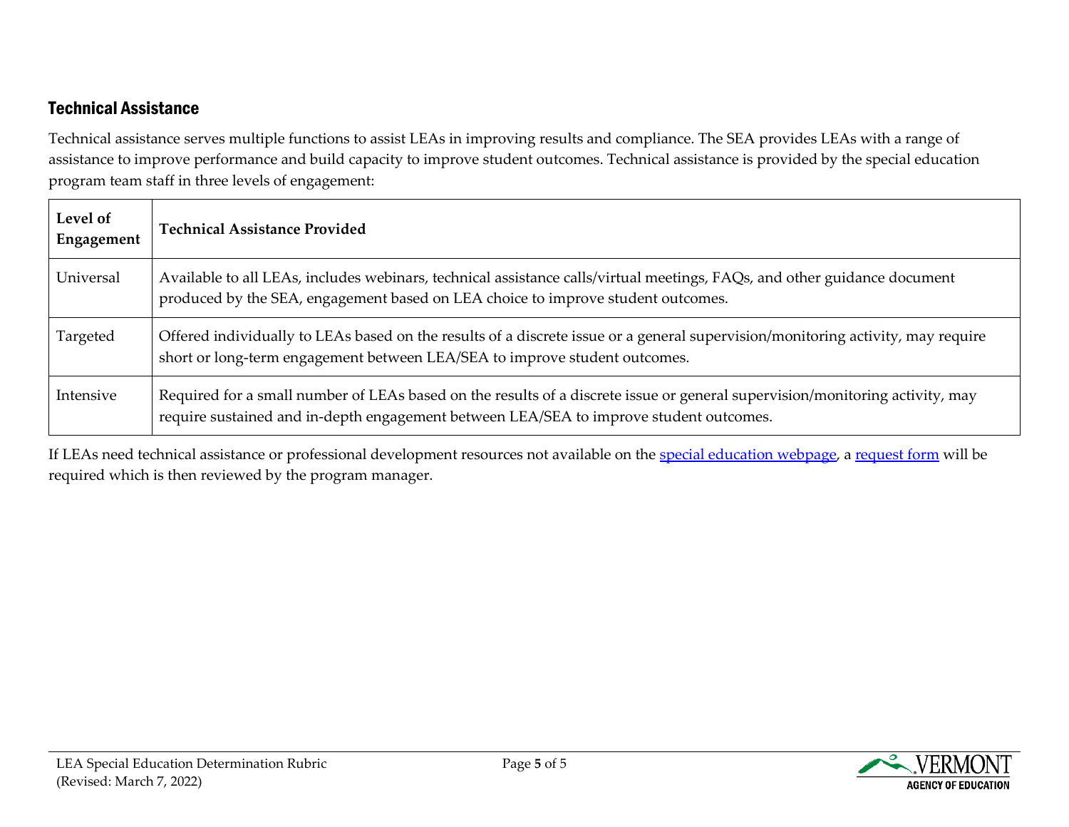## Technical Assistance

Technical assistance serves multiple functions to assist LEAs in improving results and compliance. The SEA provides LEAs with a range of assistance to improve performance and build capacity to improve student outcomes. Technical assistance is provided by the special education program team staff in three levels of engagement:

| Level of Engagement | Technical Assistance Provided |
|---|---|
| Universal | Available to all LEAs, includes webinars, technical assistance calls/virtual meetings, FAQs, and other guidance document produced by the SEA, engagement based on LEA choice to improve student outcomes. |
| Targeted | Offered individually to LEAs based on the results of a discrete issue or a general supervision/monitoring activity, may require short or long-term engagement between LEA/SEA to improve student outcomes. |
| Intensive | Required for a small number of LEAs based on the results of a discrete issue or general supervision/monitoring activity, may require sustained and in-depth engagement between LEA/SEA to improve student outcomes. |

If LEAs need technical assistance or professional development resources not available on the special education webpage, a request form will be required which is then reviewed by the program manager.